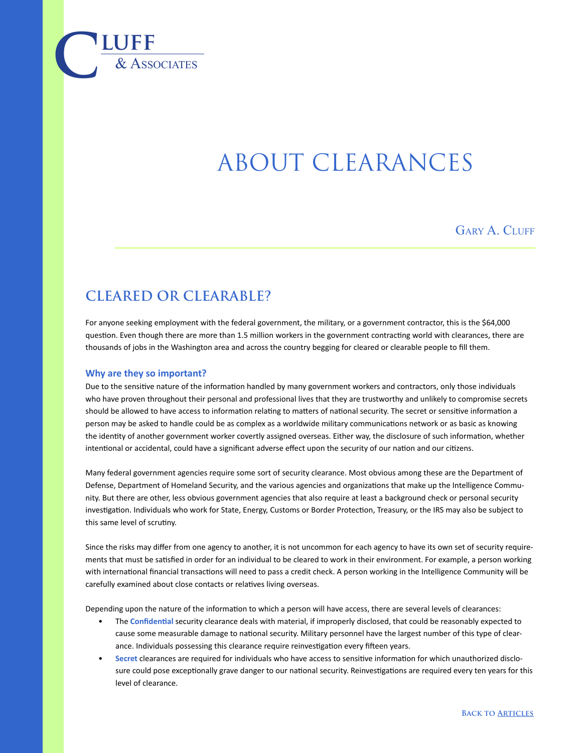Cluff & Associates

# About Clearances

Gary A. Cluff

## Cleared or Clearable?

For anyone seeking employment with the federal government, the military, or a government contractor, this is the $64,000 question. Even though there are more than 1.5 million workers in the government contracting world with clearances, there are thousands of jobs in the Washington area and across the country begging for cleared or clearable people to fill them.

### Why are they so important?

Due to the sensitive nature of the information handled by many government workers and contractors, only those individuals who have proven throughout their personal and professional lives that they are trustworthy and unlikely to compromise secrets should be allowed to have access to information relating to matters of national security. The secret or sensitive information a person may be asked to handle could be as complex as a worldwide military communications network or as basic as knowing the identity of another government worker covertly assigned overseas. Either way, the disclosure of such information, whether intentional or accidental, could have a significant adverse effect upon the security of our nation and our citizens.

Many federal government agencies require some sort of security clearance. Most obvious among these are the Department of Defense, Department of Homeland Security, and the various agencies and organizations that make up the Intelligence Community. But there are other, less obvious government agencies that also require at least a background check or personal security investigation. Individuals who work for State, Energy, Customs or Border Protection, Treasury, or the IRS may also be subject to this same level of scrutiny.

Since the risks may differ from one agency to another, it is not uncommon for each agency to have its own set of security requirements that must be satisfied in order for an individual to be cleared to work in their environment. For example, a person working with international financial transactions will need to pass a credit check. A person working in the Intelligence Community will be carefully examined about close contacts or relatives living overseas.

Depending upon the nature of the information to which a person will have access, there are several levels of clearances:

- The **Confidential** security clearance deals with material, if improperly disclosed, that could be reasonably expected to cause some measurable damage to national security. Military personnel have the largest number of this type of clearance. Individuals possessing this clearance require reinvestigation every fifteen years.
- **Secret** clearances are required for individuals who have access to sensitive information for which unauthorized disclosure could pose exceptionally grave danger to our national security. Reinvestigations are required every ten years for this level of clearance.

Back to Articles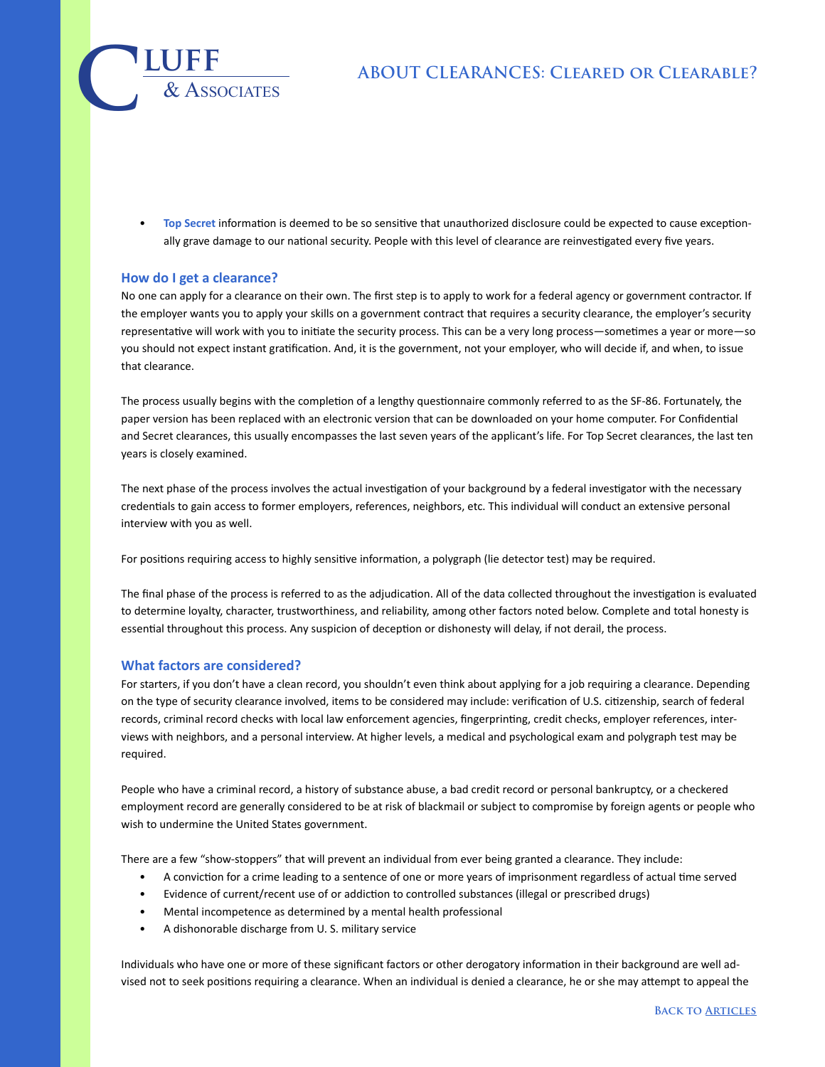- **Top Secret** information is deemed to be so sensitive that unauthorized disclosure could be expected to cause exceptionally grave damage to our national security. People with this level of clearance are reinvestigated every five years.

### How do I get a clearance?

No one can apply for a clearance on their own. The first step is to apply to work for a federal agency or government contractor. If the employer wants you to apply your skills on a government contract that requires a security clearance, the employer's security representative will work with you to initiate the security process. This can be a very long process—sometimes a year or more—so you should not expect instant gratification. And, it is the government, not your employer, who will decide if, and when, to issue that clearance.

The process usually begins with the completion of a lengthy questionnaire commonly referred to as the SF-86. Fortunately, the paper version has been replaced with an electronic version that can be downloaded on your home computer. For Confidential and Secret clearances, this usually encompasses the last seven years of the applicant's life. For Top Secret clearances, the last ten years is closely examined.

The next phase of the process involves the actual investigation of your background by a federal investigator with the necessary credentials to gain access to former employers, references, neighbors, etc. This individual will conduct an extensive personal interview with you as well.

For positions requiring access to highly sensitive information, a polygraph (lie detector test) may be required.

The final phase of the process is referred to as the adjudication. All of the data collected throughout the investigation is evaluated to determine loyalty, character, trustworthiness, and reliability, among other factors noted below. Complete and total honesty is essential throughout this process. Any suspicion of deception or dishonesty will delay, if not derail, the process.

### What factors are considered?

For starters, if you don't have a clean record, you shouldn't even think about applying for a job requiring a clearance. Depending on the type of security clearance involved, items to be considered may include: verification of U.S. citizenship, search of federal records, criminal record checks with local law enforcement agencies, fingerprinting, credit checks, employer references, interviews with neighbors, and a personal interview. At higher levels, a medical and psychological exam and polygraph test may be required.

People who have a criminal record, a history of substance abuse, a bad credit record or personal bankruptcy, or a checkered employment record are generally considered to be at risk of blackmail or subject to compromise by foreign agents or people who wish to undermine the United States government.

There are a few "show-stoppers" that will prevent an individual from ever being granted a clearance. They include:

- A conviction for a crime leading to a sentence of one or more years of imprisonment regardless of actual time served
- Evidence of current/recent use of or addiction to controlled substances (illegal or prescribed drugs)
- Mental incompetence as determined by a mental health professional
- A dishonorable discharge from U. S. military service

Individuals who have one or more of these significant factors or other derogatory information in their background are well advised not to seek positions requiring a clearance. When an individual is denied a clearance, he or she may attempt to appeal the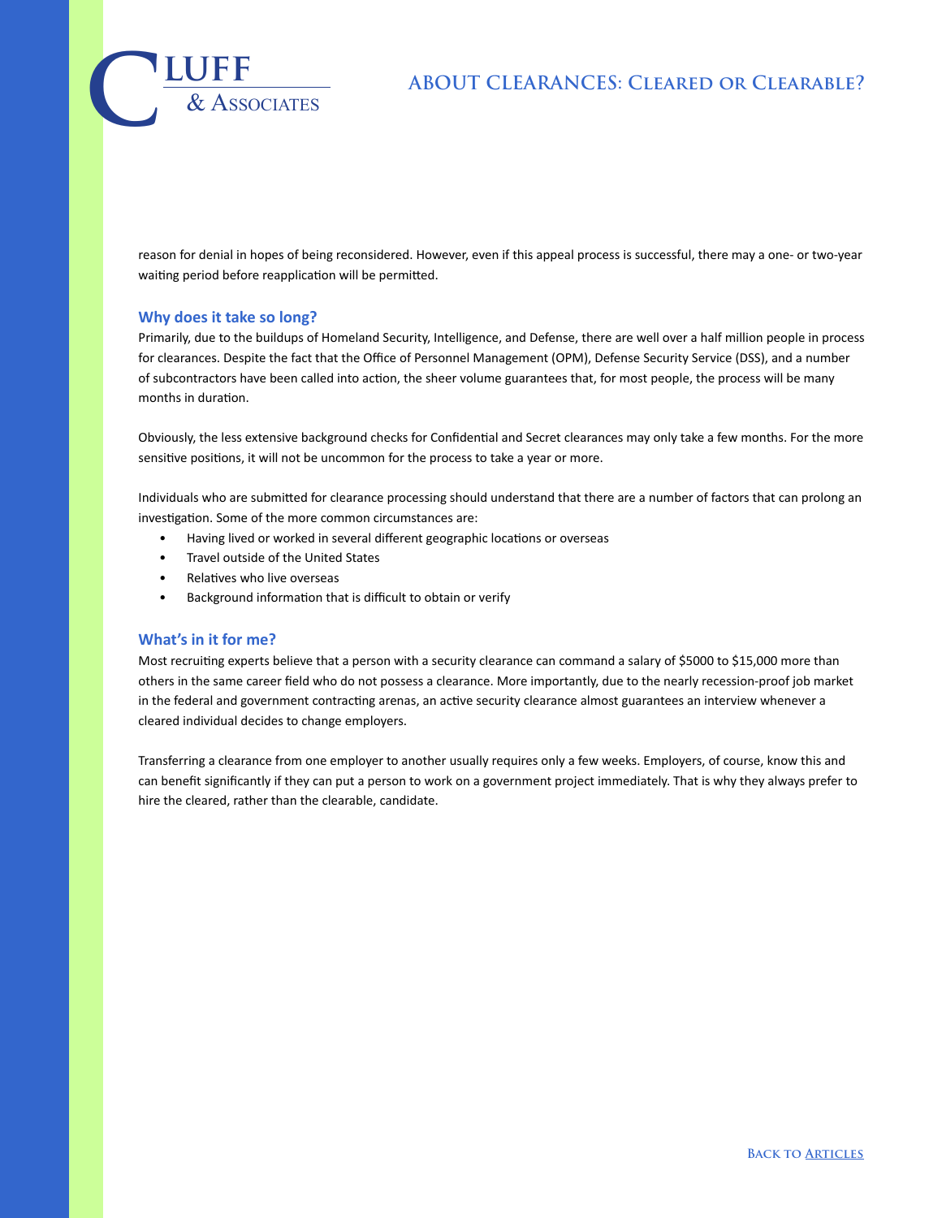reason for denial in hopes of being reconsidered. However, even if this appeal process is successful, there may a one- or two-year waiting period before reapplication will be permitted.

### Why does it take so long?

Primarily, due to the buildups of Homeland Security, Intelligence, and Defense, there are well over a half million people in process for clearances. Despite the fact that the Office of Personnel Management (OPM), Defense Security Service (DSS), and a number of subcontractors have been called into action, the sheer volume guarantees that, for most people, the process will be many months in duration.

Obviously, the less extensive background checks for Confidential and Secret clearances may only take a few months. For the more sensitive positions, it will not be uncommon for the process to take a year or more.

Individuals who are submitted for clearance processing should understand that there are a number of factors that can prolong an investigation. Some of the more common circumstances are:

- Having lived or worked in several different geographic locations or overseas
- Travel outside of the United States
- Relatives who live overseas
- Background information that is difficult to obtain or verify

### What's in it for me?

Most recruiting experts believe that a person with a security clearance can command a salary of $5000 to $15,000 more than others in the same career field who do not possess a clearance. More importantly, due to the nearly recession-proof job market in the federal and government contracting arenas, an active security clearance almost guarantees an interview whenever a cleared individual decides to change employers.

Transferring a clearance from one employer to another usually requires only a few weeks. Employers, of course, know this and can benefit significantly if they can put a person to work on a government project immediately. That is why they always prefer to hire the cleared, rather than the clearable, candidate.

Back to Articles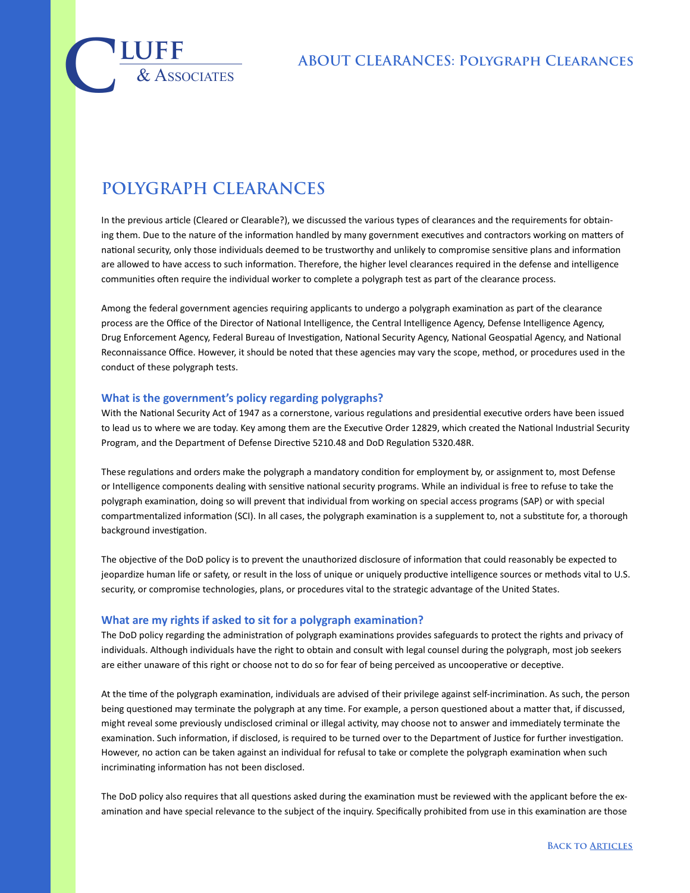## POLYGRAPH CLEARANCES

In the previous article (Cleared or Clearable?), we discussed the various types of clearances and the requirements for obtaining them. Due to the nature of the information handled by many government executives and contractors working on matters of national security, only those individuals deemed to be trustworthy and unlikely to compromise sensitive plans and information are allowed to have access to such information. Therefore, the higher level clearances required in the defense and intelligence communities often require the individual worker to complete a polygraph test as part of the clearance process.

Among the federal government agencies requiring applicants to undergo a polygraph examination as part of the clearance process are the Office of the Director of National Intelligence, the Central Intelligence Agency, Defense Intelligence Agency, Drug Enforcement Agency, Federal Bureau of Investigation, National Security Agency, National Geospatial Agency, and National Reconnaissance Office. However, it should be noted that these agencies may vary the scope, method, or procedures used in the conduct of these polygraph tests.

### What is the government's policy regarding polygraphs?

With the National Security Act of 1947 as a cornerstone, various regulations and presidential executive orders have been issued to lead us to where we are today. Key among them are the Executive Order 12829, which created the National Industrial Security Program, and the Department of Defense Directive 5210.48 and DoD Regulation 5320.48R.

These regulations and orders make the polygraph a mandatory condition for employment by, or assignment to, most Defense or Intelligence components dealing with sensitive national security programs. While an individual is free to refuse to take the polygraph examination, doing so will prevent that individual from working on special access programs (SAP) or with special compartmentalized information (SCI). In all cases, the polygraph examination is a supplement to, not a substitute for, a thorough background investigation.

The objective of the DoD policy is to prevent the unauthorized disclosure of information that could reasonably be expected to jeopardize human life or safety, or result in the loss of unique or uniquely productive intelligence sources or methods vital to U.S. security, or compromise technologies, plans, or procedures vital to the strategic advantage of the United States.

### What are my rights if asked to sit for a polygraph examination?

The DoD policy regarding the administration of polygraph examinations provides safeguards to protect the rights and privacy of individuals. Although individuals have the right to obtain and consult with legal counsel during the polygraph, most job seekers are either unaware of this right or choose not to do so for fear of being perceived as uncooperative or deceptive.

At the time of the polygraph examination, individuals are advised of their privilege against self-incrimination. As such, the person being questioned may terminate the polygraph at any time. For example, a person questioned about a matter that, if discussed, might reveal some previously undisclosed criminal or illegal activity, may choose not to answer and immediately terminate the examination. Such information, if disclosed, is required to be turned over to the Department of Justice for further investigation. However, no action can be taken against an individual for refusal to take or complete the polygraph examination when such incriminating information has not been disclosed.

The DoD policy also requires that all questions asked during the examination must be reviewed with the applicant before the examination and have special relevance to the subject of the inquiry. Specifically prohibited from use in this examination are those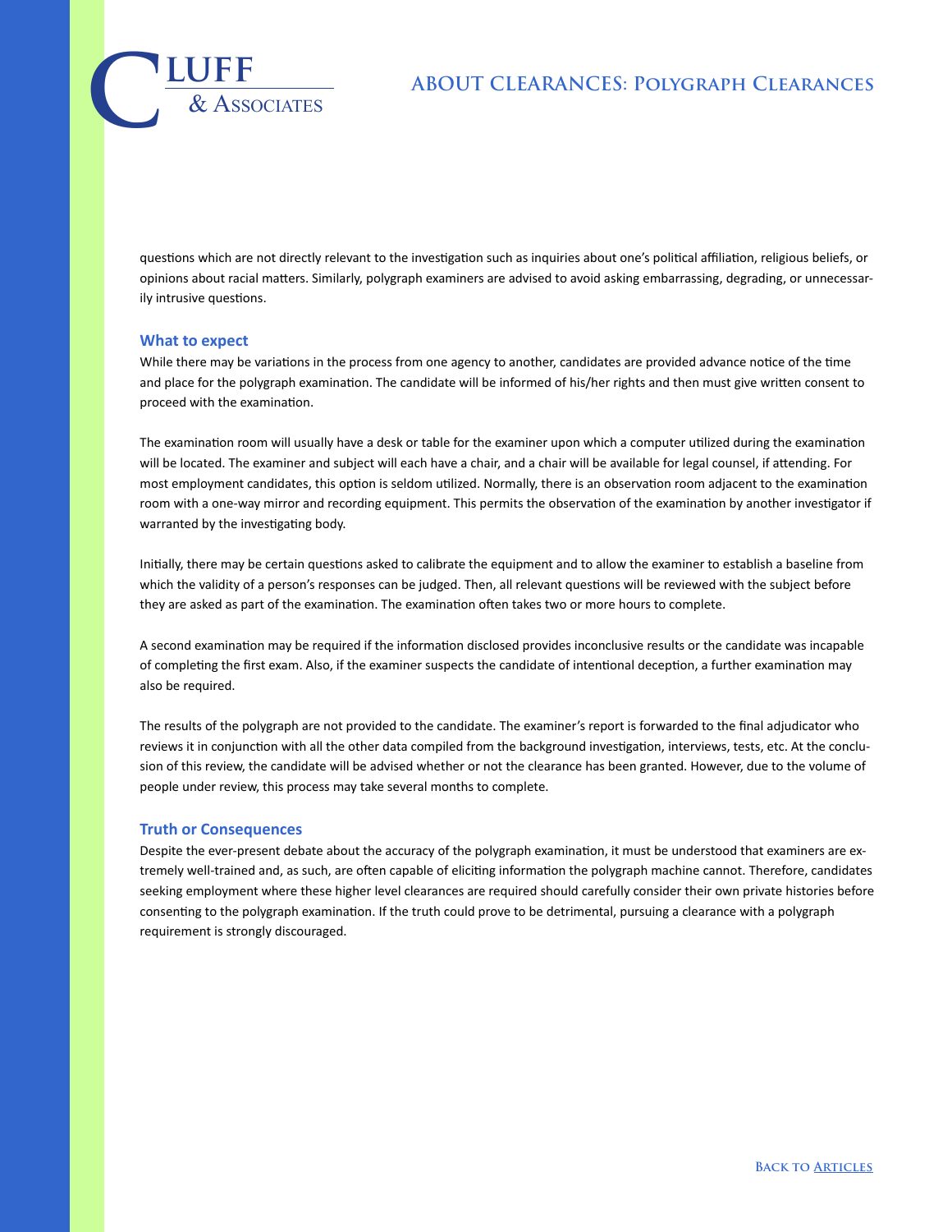questions which are not directly relevant to the investigation such as inquiries about one's political affiliation, religious beliefs, or opinions about racial matters. Similarly, polygraph examiners are advised to avoid asking embarrassing, degrading, or unnecessarily intrusive questions.

### What to expect

While there may be variations in the process from one agency to another, candidates are provided advance notice of the time and place for the polygraph examination. The candidate will be informed of his/her rights and then must give written consent to proceed with the examination.

The examination room will usually have a desk or table for the examiner upon which a computer utilized during the examination will be located. The examiner and subject will each have a chair, and a chair will be available for legal counsel, if attending. For most employment candidates, this option is seldom utilized. Normally, there is an observation room adjacent to the examination room with a one-way mirror and recording equipment. This permits the observation of the examination by another investigator if warranted by the investigating body.

Initially, there may be certain questions asked to calibrate the equipment and to allow the examiner to establish a baseline from which the validity of a person's responses can be judged. Then, all relevant questions will be reviewed with the subject before they are asked as part of the examination. The examination often takes two or more hours to complete.

A second examination may be required if the information disclosed provides inconclusive results or the candidate was incapable of completing the first exam. Also, if the examiner suspects the candidate of intentional deception, a further examination may also be required.

The results of the polygraph are not provided to the candidate. The examiner's report is forwarded to the final adjudicator who reviews it in conjunction with all the other data compiled from the background investigation, interviews, tests, etc. At the conclusion of this review, the candidate will be advised whether or not the clearance has been granted. However, due to the volume of people under review, this process may take several months to complete.

### Truth or Consequences

Despite the ever-present debate about the accuracy of the polygraph examination, it must be understood that examiners are extremely well-trained and, as such, are often capable of eliciting information the polygraph machine cannot. Therefore, candidates seeking employment where these higher level clearances are required should carefully consider their own private histories before consenting to the polygraph examination. If the truth could prove to be detrimental, pursuing a clearance with a polygraph requirement is strongly discouraged.

Back to Articles